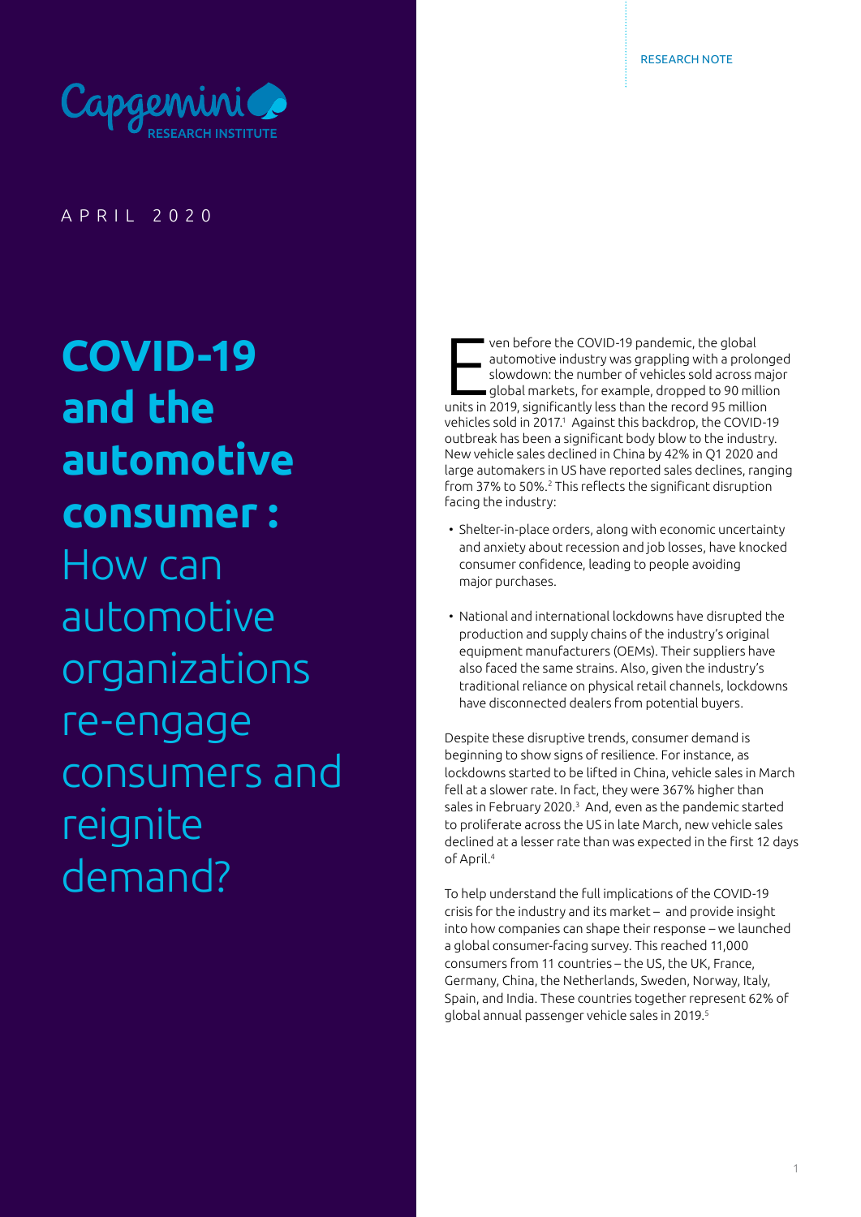RESEARCH NOTE

Capgemini RESEARCH INSTITUTE

APRIL 2020

# COVID-19 and the automotive consumer : How can automotive organizations re-engage consumers and reignite demand?

Even before the COVID-19 pandemic, the global automotive industry was grappling with a prolonged slowdown: the number of vehicles sold across major global markets, for example, dropped to 90 million units in 2019, significantly less than the record 95 million vehicles sold in 2017.[1] Against this backdrop, the COVID-19 outbreak has been a significant body blow to the industry. New vehicle sales declined in China by 42% in Q1 2020 and large automakers in US have reported sales declines, ranging from 37% to 50%.[2] This reflects the significant disruption facing the industry:

- Shelter-in-place orders, along with economic uncertainty and anxiety about recession and job losses, have knocked consumer confidence, leading to people avoiding major purchases.
- National and international lockdowns have disrupted the production and supply chains of the industry's original equipment manufacturers (OEMs). Their suppliers have also faced the same strains. Also, given the industry's traditional reliance on physical retail channels, lockdowns have disconnected dealers from potential buyers.

Despite these disruptive trends, consumer demand is beginning to show signs of resilience. For instance, as lockdowns started to be lifted in China, vehicle sales in March fell at a slower rate. In fact, they were 367% higher than sales in February 2020.[3] And, even as the pandemic started to proliferate across the US in late March, new vehicle sales declined at a lesser rate than was expected in the first 12 days of April.[4]

To help understand the full implications of the COVID-19 crisis for the industry and its market – and provide insight into how companies can shape their response – we launched a global consumer-facing survey. This reached 11,000 consumers from 11 countries – the US, the UK, France, Germany, China, the Netherlands, Sweden, Norway, Italy, Spain, and India. These countries together represent 62% of global annual passenger vehicle sales in 2019.[5]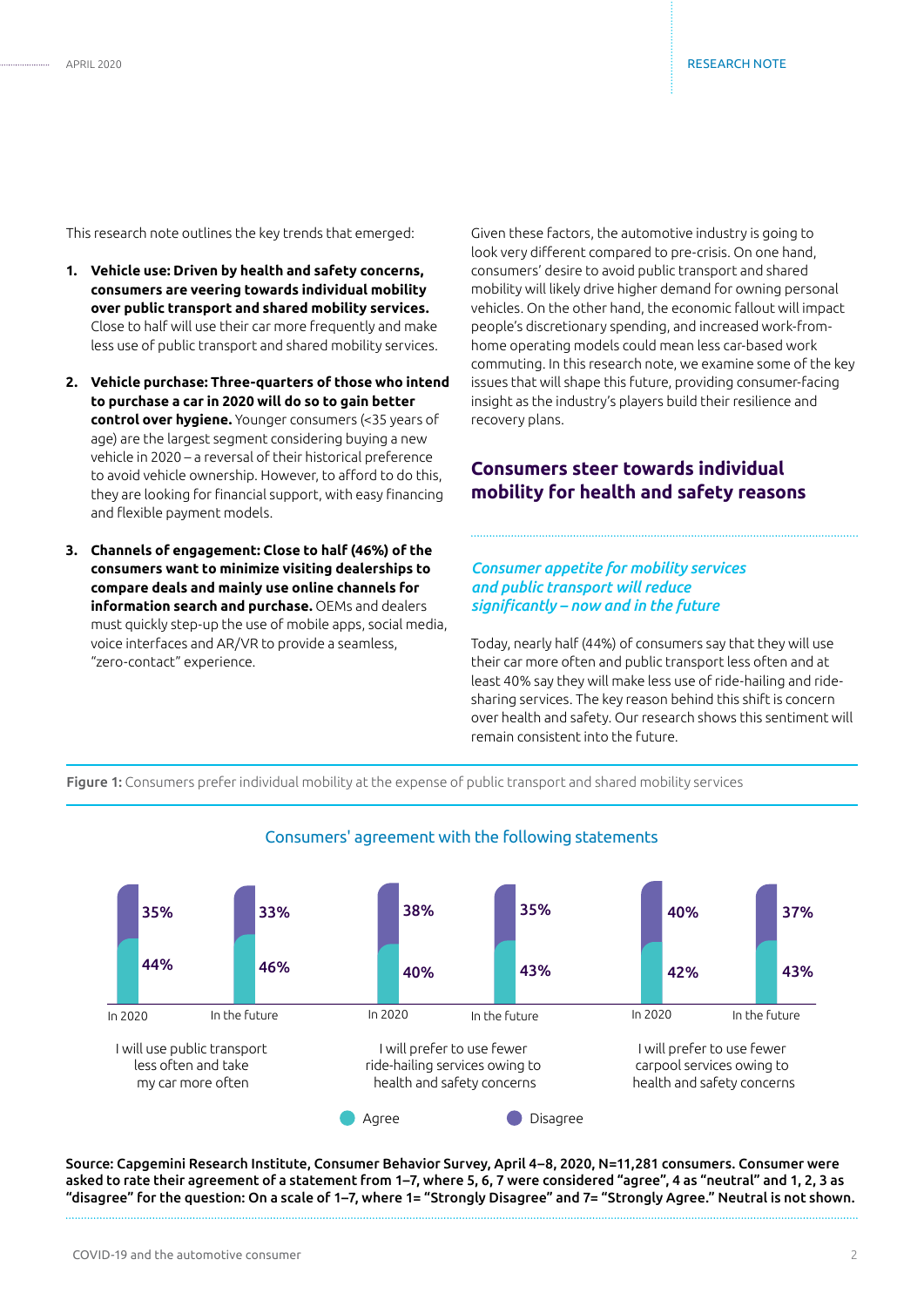This research note outlines the key trends that emerged:

1. **Vehicle use: Driven by health and safety concerns, consumers are veering towards individual mobility over public transport and shared mobility services.** Close to half will use their car more frequently and make less use of public transport and shared mobility services.

2. **Vehicle purchase: Three-quarters of those who intend to purchase a car in 2020 will do so to gain better control over hygiene.** Younger consumers (<35 years of age) are the largest segment considering buying a new vehicle in 2020 – a reversal of their historical preference to avoid vehicle ownership. However, to afford to do this, they are looking for financial support, with easy financing and flexible payment models.

3. **Channels of engagement: Close to half (46%) of the consumers want to minimize visiting dealerships to compare deals and mainly use online channels for information search and purchase.** OEMs and dealers must quickly step-up the use of mobile apps, social media, voice interfaces and AR/VR to provide a seamless, "zero-contact" experience.

Given these factors, the automotive industry is going to look very different compared to pre-crisis. On one hand, consumers' desire to avoid public transport and shared mobility will likely drive higher demand for owning personal vehicles. On the other hand, the economic fallout will impact people's discretionary spending, and increased work-from-home operating models could mean less car-based work commuting. In this research note, we examine some of the key issues that will shape this future, providing consumer-facing insight as the industry's players build their resilience and recovery plans.

## Consumers steer towards individual mobility for health and safety reasons

### *Consumer appetite for mobility services and public transport will reduce significantly – now and in the future*

Today, nearly half (44%) of consumers say that they will use their car more often and public transport less often and at least 40% say they will make less use of ride-hailing and ride-sharing services. The key reason behind this shift is concern over health and safety. Our research shows this sentiment will remain consistent into the future.

**Figure 1:** Consumers prefer individual mobility at the expense of public transport and shared mobility services

Consumers' agreement with the following statements

| Statement | Period | Agree | Disagree |
|---|---|---|---|
| I will use public transport less often and take my car more often | In 2020 | 44% | 35% |
| | In the future | 46% | 33% |
| I will prefer to use fewer ride-hailing services owing to health and safety concerns | In 2020 | 40% | 38% |
| | In the future | 43% | 35% |
| I will prefer to use fewer carpool services owing to health and safety concerns | In 2020 | 42% | 40% |
| | In the future | 43% | 37% |

**Source: Capgemini Research Institute, Consumer Behavior Survey, April 4–8, 2020, N=11,281 consumers. Consumer were asked to rate their agreement of a statement from 1–7, where 5, 6, 7 were considered "agree", 4 as "neutral" and 1, 2, 3 as "disagree" for the question: On a scale of 1–7, where 1= "Strongly Disagree" and 7= "Strongly Agree." Neutral is not shown.**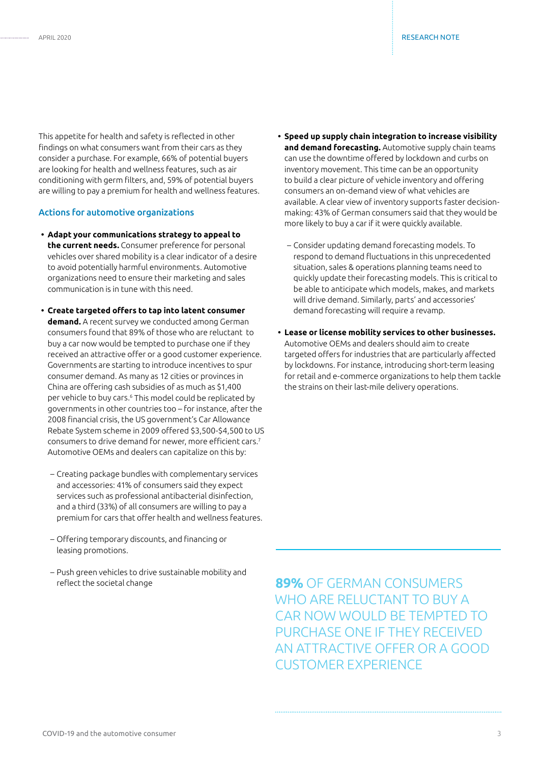This appetite for health and safety is reflected in other findings on what consumers want from their cars as they consider a purchase. For example, 66% of potential buyers are looking for health and wellness features, such as air conditioning with germ filters, and, 59% of potential buyers are willing to pay a premium for health and wellness features.

## Actions for automotive organizations

- **Adapt your communications strategy to appeal to the current needs.** Consumer preference for personal vehicles over shared mobility is a clear indicator of a desire to avoid potentially harmful environments. Automotive organizations need to ensure their marketing and sales communication is in tune with this need.

- **Create targeted offers to tap into latent consumer demand.** A recent survey we conducted among German consumers found that 89% of those who are reluctant to buy a car now would be tempted to purchase one if they received an attractive offer or a good customer experience. Governments are starting to introduce incentives to spur consumer demand. As many as 12 cities or provinces in China are offering cash subsidies of as much as $1,400 per vehicle to buy cars.[6] This model could be replicated by governments in other countries too – for instance, after the 2008 financial crisis, the US government's Car Allowance Rebate System scheme in 2009 offered $3,500-$4,500 to US consumers to drive demand for newer, more efficient cars.[7] Automotive OEMs and dealers can capitalize on this by:

  – Creating package bundles with complementary services and accessories: 41% of consumers said they expect services such as professional antibacterial disinfection, and a third (33%) of all consumers are willing to pay a premium for cars that offer health and wellness features.

  – Offering temporary discounts, and financing or leasing promotions.

  – Push green vehicles to drive sustainable mobility and reflect the societal change

- **Speed up supply chain integration to increase visibility and demand forecasting.** Automotive supply chain teams can use the downtime offered by lockdown and curbs on inventory movement. This time can be an opportunity to build a clear picture of vehicle inventory and offering consumers an on-demand view of what vehicles are available. A clear view of inventory supports faster decision-making: 43% of German consumers said that they would be more likely to buy a car if it were quickly available.

  – Consider updating demand forecasting models. To respond to demand fluctuations in this unprecedented situation, sales & operations planning teams need to quickly update their forecasting models. This is critical to be able to anticipate which models, makes, and markets will drive demand. Similarly, parts' and accessories' demand forecasting will require a revamp.

- **Lease or license mobility services to other businesses.** Automotive OEMs and dealers should aim to create targeted offers for industries that are particularly affected by lockdowns. For instance, introducing short-term leasing for retail and e-commerce organizations to help them tackle the strains on their last-mile delivery operations.

**89%** OF GERMAN CONSUMERS WHO ARE RELUCTANT TO BUY A CAR NOW WOULD BE TEMPTED TO PURCHASE ONE IF THEY RECEIVED AN ATTRACTIVE OFFER OR A GOOD CUSTOMER EXPERIENCE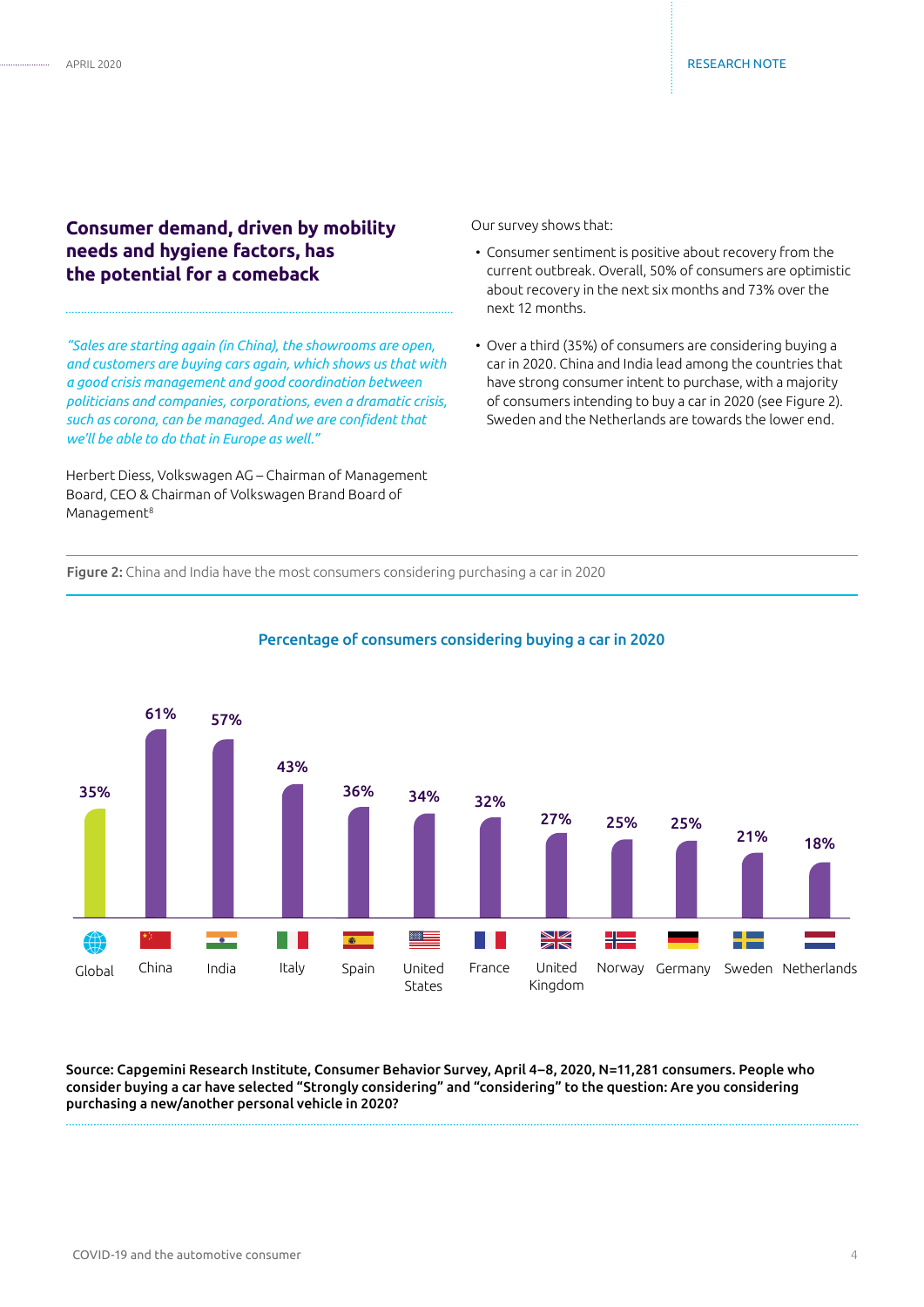## Consumer demand, driven by mobility needs and hygiene factors, has the potential for a comeback

*"Sales are starting again (in China), the showrooms are open, and customers are buying cars again, which shows us that with a good crisis management and good coordination between politicians and companies, corporations, even a dramatic crisis, such as corona, can be managed. And we are confident that we'll be able to do that in Europe as well."*

Herbert Diess, Volkswagen AG – Chairman of Management Board, CEO & Chairman of Volkswagen Brand Board of Management[8]

Our survey shows that:

- Consumer sentiment is positive about recovery from the current outbreak. Overall, 50% of consumers are optimistic about recovery in the next six months and 73% over the next 12 months.
- Over a third (35%) of consumers are considering buying a car in 2020. China and India lead among the countries that have strong consumer intent to purchase, with a majority of consumers intending to buy a car in 2020 (see Figure 2). Sweden and the Netherlands are towards the lower end.

**Figure 2:** China and India have the most consumers considering purchasing a car in 2020

Percentage of consumers considering buying a car in 2020

| Country | Percentage |
|---|---|
| Global | 35% |
| China | 61% |
| India | 57% |
| Italy | 43% |
| Spain | 36% |
| United States | 34% |
| France | 32% |
| United Kingdom | 27% |
| Norway | 25% |
| Germany | 25% |
| Sweden | 21% |
| Netherlands | 18% |

**Source: Capgemini Research Institute, Consumer Behavior Survey, April 4–8, 2020, N=11,281 consumers. People who consider buying a car have selected "Strongly considering" and "considering" to the question: Are you considering purchasing a new/another personal vehicle in 2020?**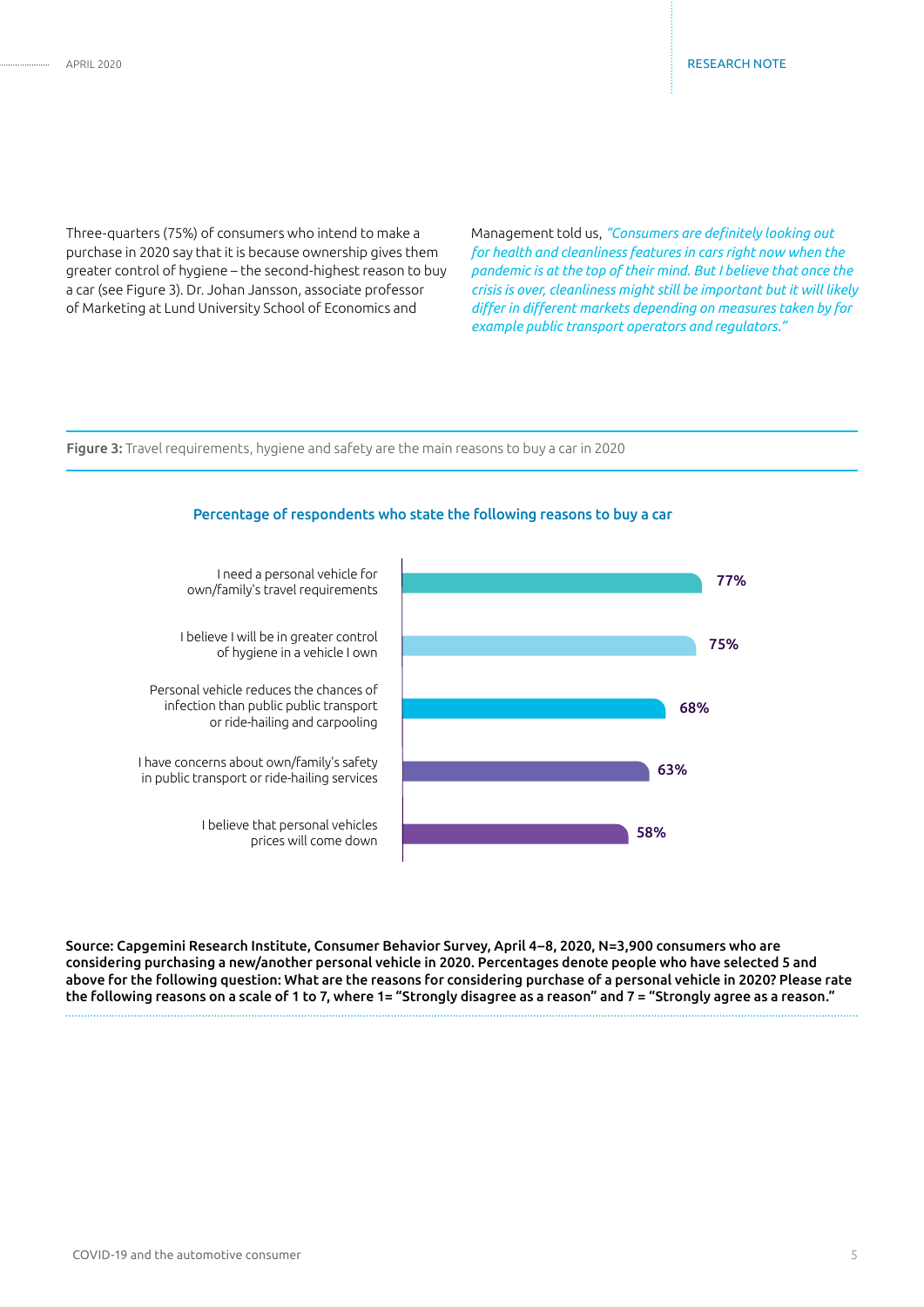Three-quarters (75%) of consumers who intend to make a purchase in 2020 say that it is because ownership gives them greater control of hygiene – the second-highest reason to buy a car (see Figure 3). Dr. Johan Jansson, associate professor of Marketing at Lund University School of Economics and Management told us, *"Consumers are definitely looking out for health and cleanliness features in cars right now when the pandemic is at the top of their mind. But I believe that once the crisis is over, cleanliness might still be important but it will likely differ in different markets depending on measures taken by for example public transport operators and regulators."*

**Figure 3:** Travel requirements, hygiene and safety are the main reasons to buy a car in 2020

**Percentage of respondents who state the following reasons to buy a car**

| Reason | Percentage |
| --- | --- |
| I need a personal vehicle for own/family's travel requirements | 77% |
| I believe I will be in greater control of hygiene in a vehicle I own | 75% |
| Personal vehicle reduces the chances of infection than public public transport or ride-hailing and carpooling | 68% |
| I have concerns about own/family's safety in public transport or ride-hailing services | 63% |
| I believe that personal vehicles prices will come down | 58% |

**Source: Capgemini Research Institute, Consumer Behavior Survey, April 4–8, 2020, N=3,900 consumers who are considering purchasing a new/another personal vehicle in 2020. Percentages denote people who have selected 5 and above for the following question: What are the reasons for considering purchase of a personal vehicle in 2020? Please rate the following reasons on a scale of 1 to 7, where 1= "Strongly disagree as a reason" and 7 = "Strongly agree as a reason."**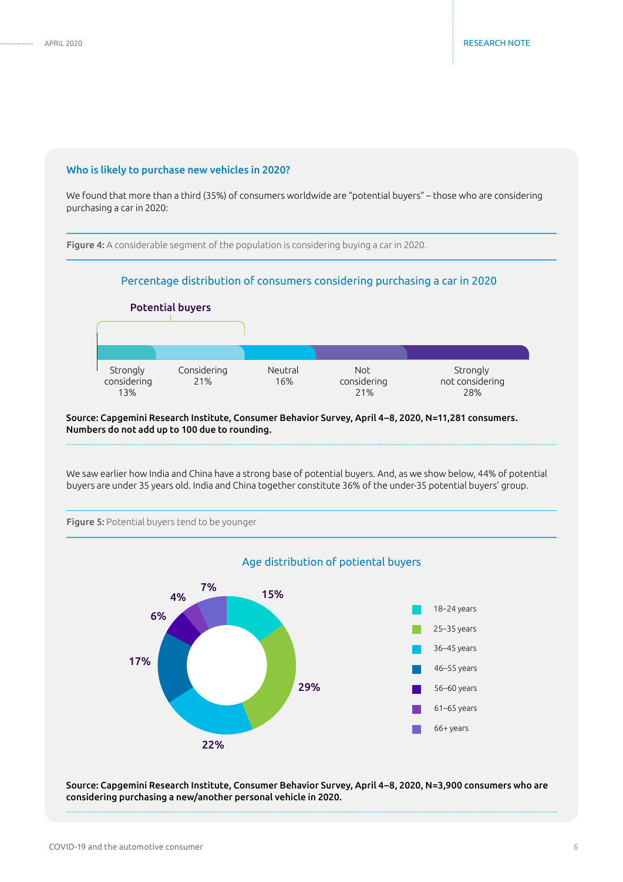### Who is likely to purchase new vehicles in 2020?

We found that more than a third (35%) of consumers worldwide are "potential buyers" – those who are considering purchasing a car in 2020:

**Figure 4:** A considerable segment of the population is considering buying a car in 2020.

Percentage distribution of consumers considering purchasing a car in 2020

Potential buyers

| Strongly considering | Considering | Neutral | Not considering | Strongly not considering |
|---|---|---|---|---|
| 13% | 21% | 16% | 21% | 28% |

**Source: Capgemini Research Institute, Consumer Behavior Survey, April 4–8, 2020, N=11,281 consumers. Numbers do not add up to 100 due to rounding.**

We saw earlier how India and China have a strong base of potential buyers. And, as we show below, 44% of potential buyers are under 35 years old. India and China together constitute 36% of the under-35 potential buyers' group.

**Figure 5:** Potential buyers tend to be younger

Age distribution of potienal buyers

| Age group | Share |
|---|---|
| 18–24 years | 15% |
| 25–35 years | 29% |
| 36–45 years | 22% |
| 46–55 years | 17% |
| 56–60 years | 6% |
| 61–65 years | 4% |
| 66+ years | 7% |

**Source: Capgemini Research Institute, Consumer Behavior Survey, April 4–8, 2020, N=3,900 consumers who are considering purchasing a new/another personal vehicle in 2020.**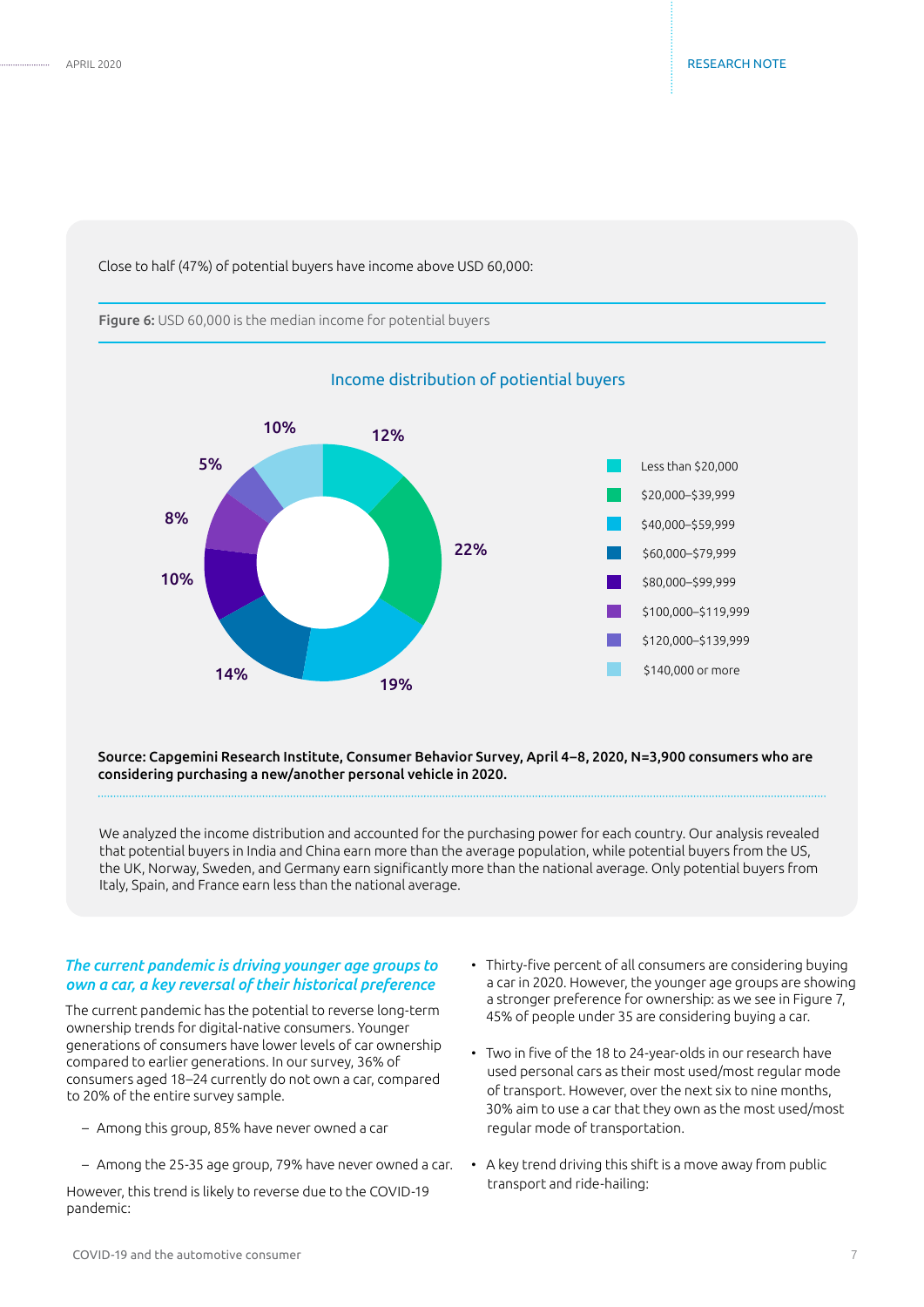Close to half (47%) of potential buyers have income above USD 60,000:

**Figure 6:** USD 60,000 is the median income for potential buyers

Income distribution of potiential buyers

| Income | Share |
|---|---|
| Less than \$20,000 | 12% |
| \$20,000–\$39,999 | 22% |
| \$40,000–\$59,999 | 19% |
| \$60,000–\$79,999 | 14% |
| \$80,000–\$99,999 | 10% |
| \$100,000–\$119,999 | 8% |
| \$120,000–\$139,999 | 5% |
| \$140,000 or more | 10% |

**Source: Capgemini Research Institute, Consumer Behavior Survey, April 4–8, 2020, N=3,900 consumers who are considering purchasing a new/another personal vehicle in 2020.**

We analyzed the income distribution and accounted for the purchasing power for each country. Our analysis revealed that potential buyers in India and China earn more than the average population, while potential buyers from the US, the UK, Norway, Sweden, and Germany earn significantly more than the national average. Only potential buyers from Italy, Spain, and France earn less than the national average.

### *The current pandemic is driving younger age groups to own a car, a key reversal of their historical preference*

The current pandemic has the potential to reverse long-term ownership trends for digital-native consumers. Younger generations of consumers have lower levels of car ownership compared to earlier generations. In our survey, 36% of consumers aged 18–24 currently do not own a car, compared to 20% of the entire survey sample.

- Among this group, 85% have never owned a car
- Among the 25-35 age group, 79% have never owned a car.

However, this trend is likely to reverse due to the COVID-19 pandemic:

- Thirty-five percent of all consumers are considering buying a car in 2020. However, the younger age groups are showing a stronger preference for ownership: as we see in Figure 7, 45% of people under 35 are considering buying a car.
- Two in five of the 18 to 24-year-olds in our research have used personal cars as their most used/most regular mode of transport. However, over the next six to nine months, 30% aim to use a car that they own as the most used/most regular mode of transportation.
- A key trend driving this shift is a move away from public transport and ride-hailing: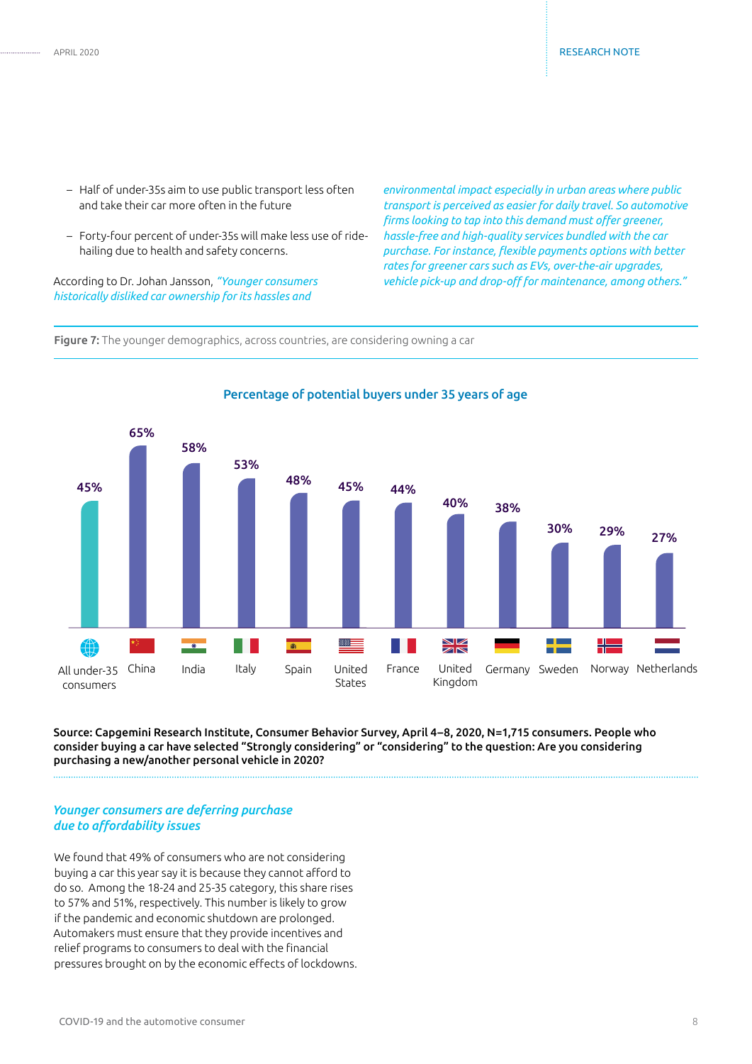- Half of under-35s aim to use public transport less often and take their car more often in the future
- Forty-four percent of under-35s will make less use of ride-hailing due to health and safety concerns.

According to Dr. Johan Jansson, *"Younger consumers historically disliked car ownership for its hassles and environmental impact especially in urban areas where public transport is perceived as easier for daily travel. So automotive firms looking to tap into this demand must offer greener, hassle-free and high-quality services bundled with the car purchase. For instance, flexible payments options with better rates for greener cars such as EVs, over-the-air upgrades, vehicle pick-up and drop-off for maintenance, among others."*

**Figure 7:** The younger demographics, across countries, are considering owning a car

**Percentage of potential buyers under 35 years of age**

| Country | Percentage |
|---|---|
| All under-35 consumers | 45% |
| China | 65% |
| India | 58% |
| Italy | 53% |
| Spain | 48% |
| United States | 45% |
| France | 44% |
| United Kingdom | 40% |
| Germany | 38% |
| Sweden | 30% |
| Norway | 29% |
| Netherlands | 27% |

**Source: Capgemini Research Institute, Consumer Behavior Survey, April 4–8, 2020, N=1,715 consumers. People who consider buying a car have selected "Strongly considering" or "considering" to the question: Are you considering purchasing a new/another personal vehicle in 2020?**

### *Younger consumers are deferring purchase due to affordability issues*

We found that 49% of consumers who are not considering buying a car this year say it is because they cannot afford to do so. Among the 18-24 and 25-35 category, this share rises to 57% and 51%, respectively. This number is likely to grow if the pandemic and economic shutdown are prolonged. Automakers must ensure that they provide incentives and relief programs to consumers to deal with the financial pressures brought on by the economic effects of lockdowns.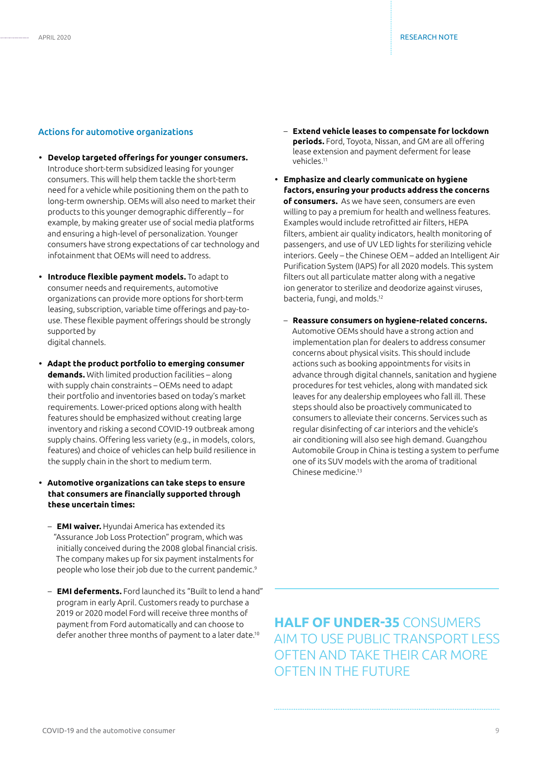## Actions for automotive organizations

- **Develop targeted offerings for younger consumers.** Introduce short-term subsidized leasing for younger consumers. This will help them tackle the short-term need for a vehicle while positioning them on the path to long-term ownership. OEMs will also need to market their products to this younger demographic differently – for example, by making greater use of social media platforms and ensuring a high-level of personalization. Younger consumers have strong expectations of car technology and infotainment that OEMs will need to address.

- **Introduce flexible payment models.** To adapt to consumer needs and requirements, automotive organizations can provide more options for short-term leasing, subscription, variable time offerings and pay-to-use. These flexible payment offerings should be strongly supported by digital channels.

- **Adapt the product portfolio to emerging consumer demands.** With limited production facilities – along with supply chain constraints – OEMs need to adapt their portfolio and inventories based on today's market requirements. Lower-priced options along with health features should be emphasized without creating large inventory and risking a second COVID-19 outbreak among supply chains. Offering less variety (e.g., in models, colors, features) and choice of vehicles can help build resilience in the supply chain in the short to medium term.

- **Automotive organizations can take steps to ensure that consumers are financially supported through these uncertain times:**

  - **EMI waiver.** Hyundai America has extended its "Assurance Job Loss Protection" program, which was initially conceived during the 2008 global financial crisis. The company makes up for six payment instalments for people who lose their job due to the current pandemic.[9]

  - **EMI deferments.** Ford launched its "Built to lend a hand" program in early April. Customers ready to purchase a 2019 or 2020 model Ford will receive three months of payment from Ford automatically and can choose to defer another three months of payment to a later date.[10]

  - **Extend vehicle leases to compensate for lockdown periods.** Ford, Toyota, Nissan, and GM are all offering lease extension and payment deferment for lease vehicles.[11]

- **Emphasize and clearly communicate on hygiene factors, ensuring your products address the concerns of consumers.** As we have seen, consumers are even willing to pay a premium for health and wellness features. Examples would include retrofitted air filters, HEPA filters, ambient air quality indicators, health monitoring of passengers, and use of UV LED lights for sterilizing vehicle interiors. Geely – the Chinese OEM – added an Intelligent Air Purification System (IAPS) for all 2020 models. This system filters out all particulate matter along with a negative ion generator to sterilize and deodorize against viruses, bacteria, fungi, and molds.[12]

  - **Reassure consumers on hygiene-related concerns.** Automotive OEMs should have a strong action and implementation plan for dealers to address consumer concerns about physical visits. This should include actions such as booking appointments for visits in advance through digital channels, sanitation and hygiene procedures for test vehicles, along with mandated sick leaves for any dealership employees who fall ill. These steps should also be proactively communicated to consumers to alleviate their concerns. Services such as regular disinfecting of car interiors and the vehicle's air conditioning will also see high demand. Guangzhou Automobile Group in China is testing a system to perfume one of its SUV models with the aroma of traditional Chinese medicine.[13]

**HALF OF UNDER-35** CONSUMERS AIM TO USE PUBLIC TRANSPORT LESS OFTEN AND TAKE THEIR CAR MORE OFTEN IN THE FUTURE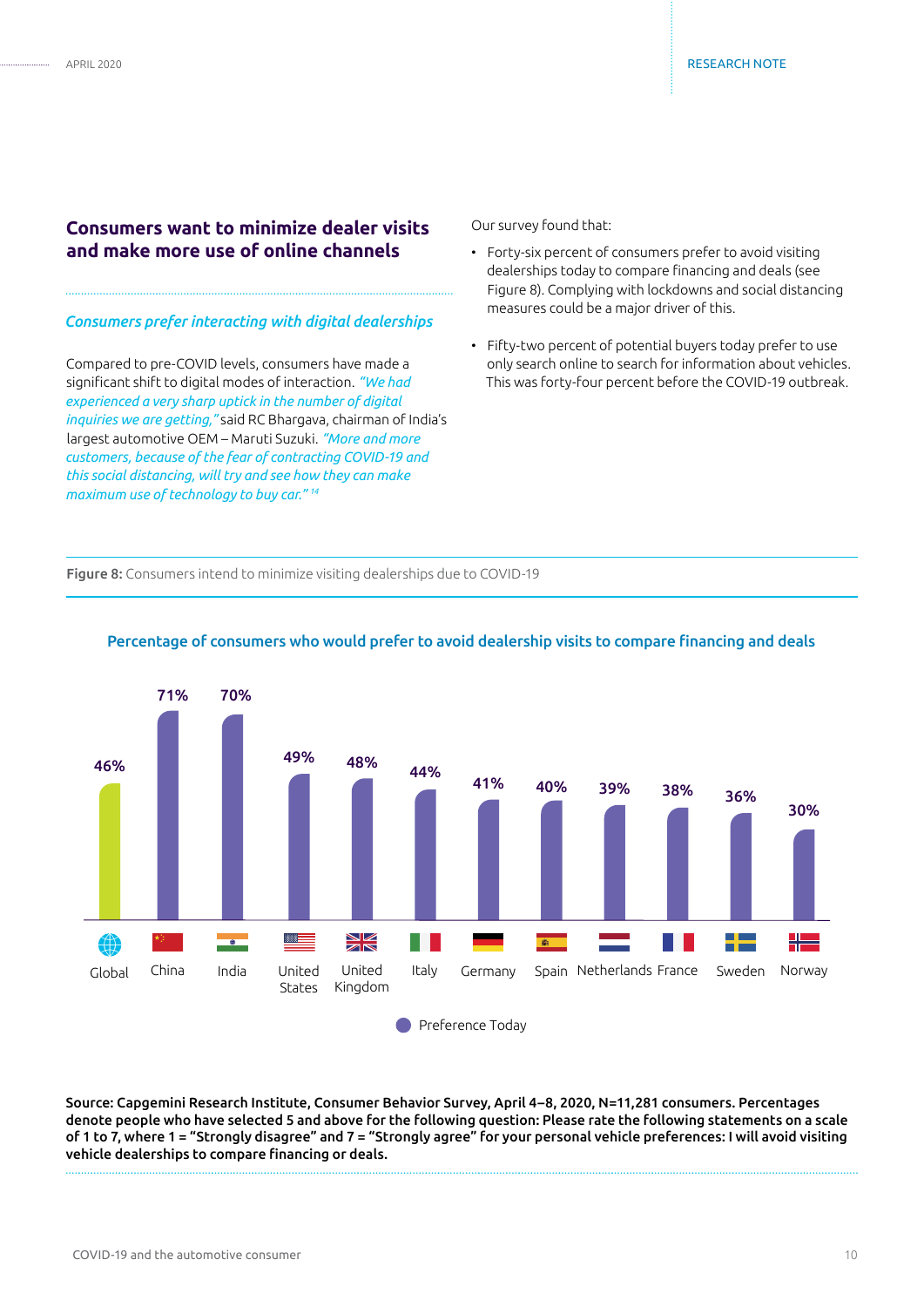## Consumers want to minimize dealer visits and make more use of online channels

### *Consumers prefer interacting with digital dealerships*

Compared to pre-COVID levels, consumers have made a significant shift to digital modes of interaction. *"We had experienced a very sharp uptick in the number of digital inquiries we are getting,"* said RC Bhargava, chairman of India's largest automotive OEM – Maruti Suzuki. *"More and more customers, because of the fear of contracting COVID-19 and this social distancing, will try and see how they can make maximum use of technology to buy car."* [14]

Our survey found that:

- Forty-six percent of consumers prefer to avoid visiting dealerships today to compare financing and deals (see Figure 8). Complying with lockdowns and social distancing measures could be a major driver of this.
- Fifty-two percent of potential buyers today prefer to use only search online to search for information about vehicles. This was forty-four percent before the COVID-19 outbreak.

**Figure 8:** Consumers intend to minimize visiting dealerships due to COVID-19

**Percentage of consumers who would prefer to avoid dealership visits to compare financing and deals**

| Country | Preference Today |
|---|---|
| Global | 46% |
| China | 71% |
| India | 70% |
| United States | 49% |
| United Kingdom | 48% |
| Italy | 44% |
| Germany | 41% |
| Spain | 40% |
| Netherlands | 39% |
| France | 38% |
| Sweden | 36% |
| Norway | 30% |

**Source: Capgemini Research Institute, Consumer Behavior Survey, April 4–8, 2020, N=11,281 consumers. Percentages denote people who have selected 5 and above for the following question: Please rate the following statements on a scale of 1 to 7, where 1 = "Strongly disagree" and 7 = "Strongly agree" for your personal vehicle preferences: I will avoid visiting vehicle dealerships to compare financing or deals.**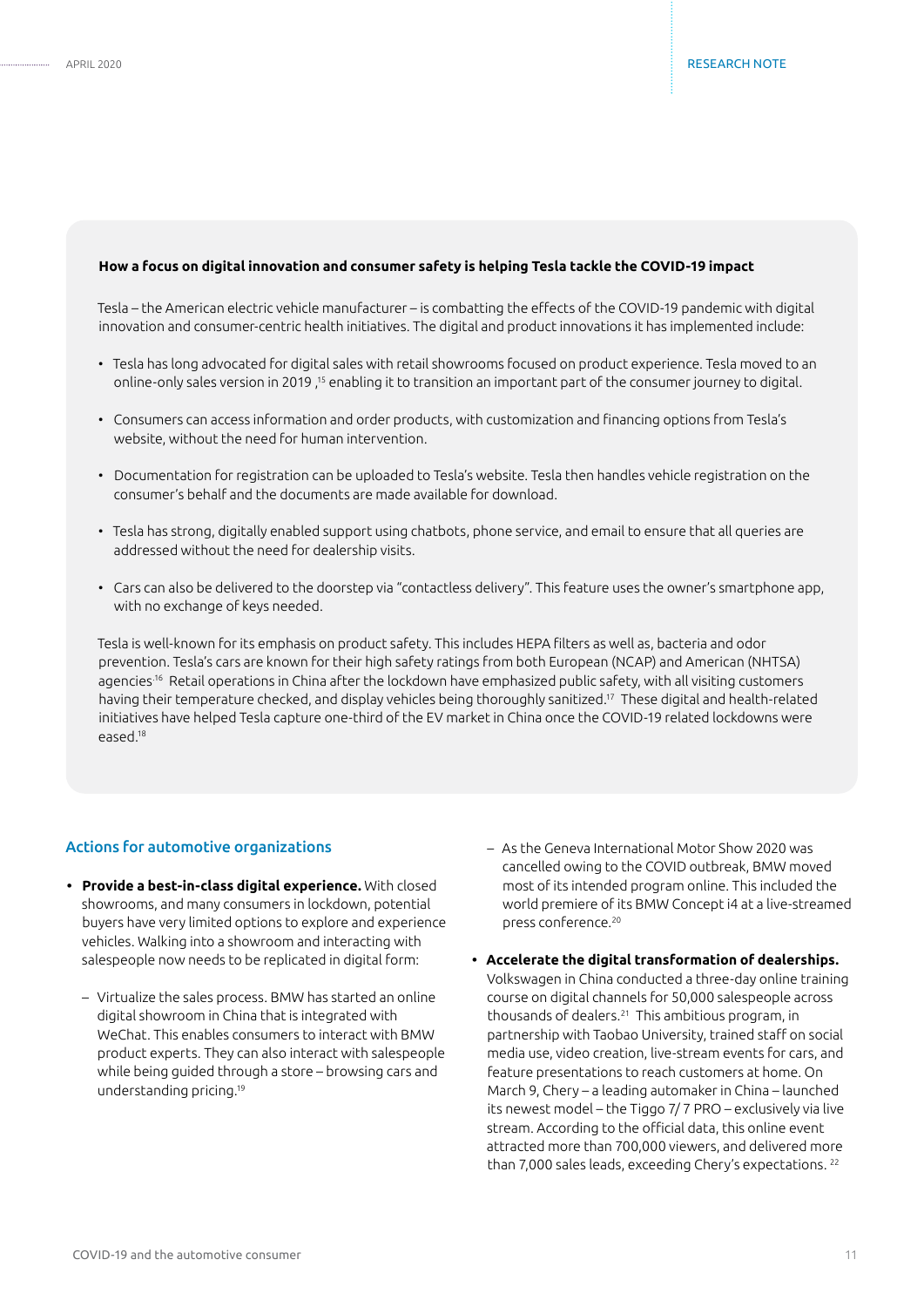**How a focus on digital innovation and consumer safety is helping Tesla tackle the COVID-19 impact**

Tesla – the American electric vehicle manufacturer – is combatting the effects of the COVID-19 pandemic with digital innovation and consumer-centric health initiatives. The digital and product innovations it has implemented include:

- Tesla has long advocated for digital sales with retail showrooms focused on product experience. Tesla moved to an online-only sales version in 2019 ,[15] enabling it to transition an important part of the consumer journey to digital.
- Consumers can access information and order products, with customization and financing options from Tesla's website, without the need for human intervention.
- Documentation for registration can be uploaded to Tesla's website. Tesla then handles vehicle registration on the consumer's behalf and the documents are made available for download.
- Tesla has strong, digitally enabled support using chatbots, phone service, and email to ensure that all queries are addressed without the need for dealership visits.
- Cars can also be delivered to the doorstep via "contactless delivery". This feature uses the owner's smartphone app, with no exchange of keys needed.

Tesla is well-known for its emphasis on product safety. This includes HEPA filters as well as, bacteria and odor prevention. Tesla's cars are known for their high safety ratings from both European (NCAP) and American (NHTSA) agencies.[16] Retail operations in China after the lockdown have emphasized public safety, with all visiting customers having their temperature checked, and display vehicles being thoroughly sanitized.[17] These digital and health-related initiatives have helped Tesla capture one-third of the EV market in China once the COVID-19 related lockdowns were eased.[18]

## Actions for automotive organizations

- **Provide a best-in-class digital experience.** With closed showrooms, and many consumers in lockdown, potential buyers have very limited options to explore and experience vehicles. Walking into a showroom and interacting with salespeople now needs to be replicated in digital form:
  - Virtualize the sales process. BMW has started an online digital showroom in China that is integrated with WeChat. This enables consumers to interact with BMW product experts. They can also interact with salespeople while being guided through a store – browsing cars and understanding pricing.[19]
  - As the Geneva International Motor Show 2020 was cancelled owing to the COVID outbreak, BMW moved most of its intended program online. This included the world premiere of its BMW Concept i4 at a live-streamed press conference.[20]
- **Accelerate the digital transformation of dealerships.** Volkswagen in China conducted a three-day online training course on digital channels for 50,000 salespeople across thousands of dealers.[21] This ambitious program, in partnership with Taobao University, trained staff on social media use, video creation, live-stream events for cars, and feature presentations to reach customers at home. On March 9, Chery – a leading automaker in China – launched its newest model – the Tiggo 7/ 7 PRO – exclusively via live stream. According to the official data, this online event attracted more than 700,000 viewers, and delivered more than 7,000 sales leads, exceeding Chery's expectations.[22]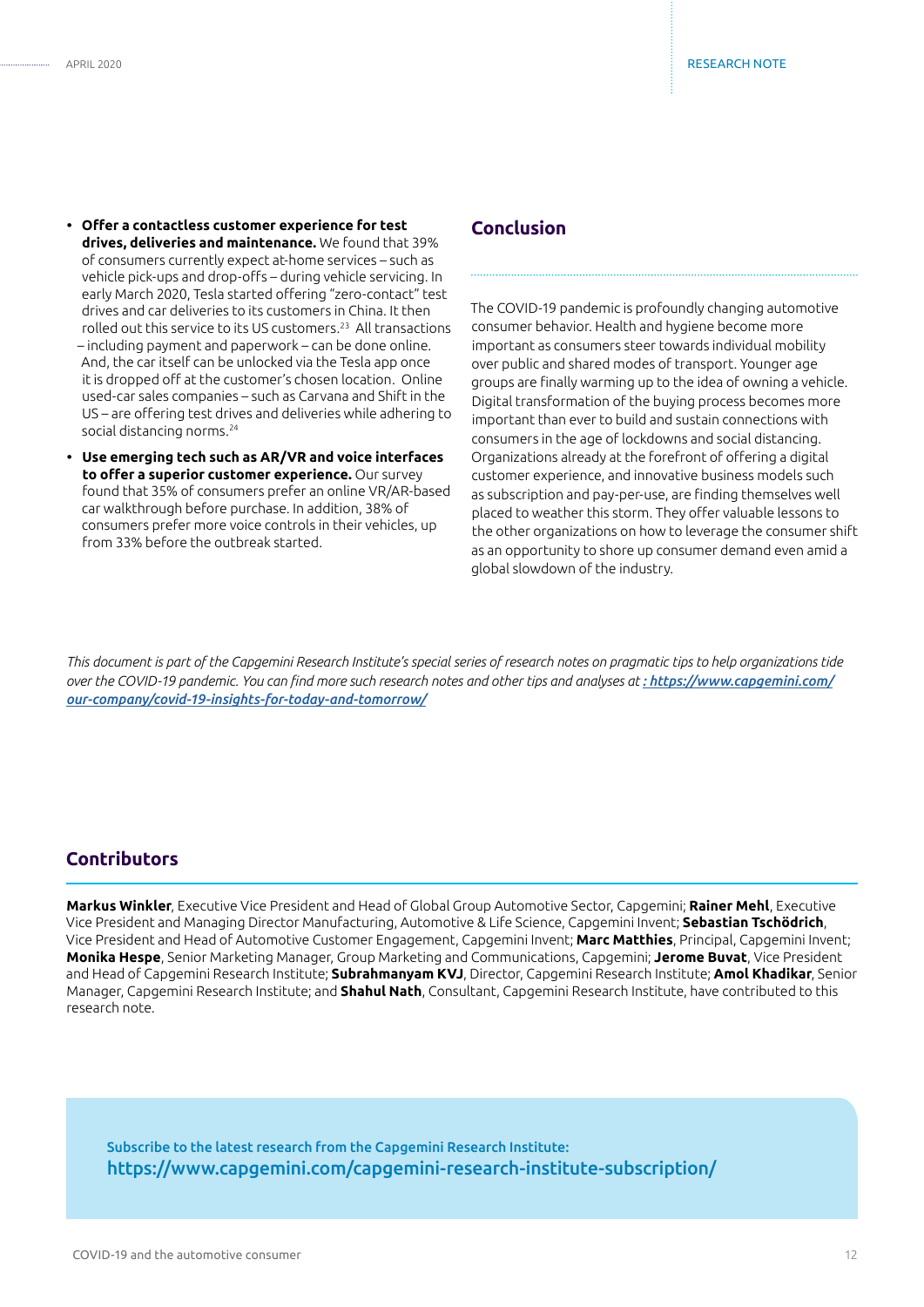- **Offer a contactless customer experience for test drives, deliveries and maintenance.** We found that 39% of consumers currently expect at-home services – such as vehicle pick-ups and drop-offs – during vehicle servicing. In early March 2020, Tesla started offering "zero-contact" test drives and car deliveries to its customers in China. It then rolled out this service to its US customers.[23] All transactions – including payment and paperwork – can be done online. And, the car itself can be unlocked via the Tesla app once it is dropped off at the customer's chosen location. Online used-car sales companies – such as Carvana and Shift in the US – are offering test drives and deliveries while adhering to social distancing norms.[24]
- **Use emerging tech such as AR/VR and voice interfaces to offer a superior customer experience.** Our survey found that 35% of consumers prefer an online VR/AR-based car walkthrough before purchase. In addition, 38% of consumers prefer more voice controls in their vehicles, up from 33% before the outbreak started.

## Conclusion

The COVID-19 pandemic is profoundly changing automotive consumer behavior. Health and hygiene become more important as consumers steer towards individual mobility over public and shared modes of transport. Younger age groups are finally warming up to the idea of owning a vehicle. Digital transformation of the buying process becomes more important than ever to build and sustain connections with consumers in the age of lockdowns and social distancing. Organizations already at the forefront of offering a digital customer experience, and innovative business models such as subscription and pay-per-use, are finding themselves well placed to weather this storm. They offer valuable lessons to the other organizations on how to leverage the consumer shift as an opportunity to shore up consumer demand even amid a global slowdown of the industry.

*This document is part of the Capgemini Research Institute's special series of research notes on pragmatic tips to help organizations tide over the COVID-19 pandemic. You can find more such research notes and other tips and analyses at : https://www.capgemini.com/our-company/covid-19-insights-for-today-and-tomorrow/*

## Contributors

**Markus Winkler**, Executive Vice President and Head of Global Group Automotive Sector, Capgemini; **Rainer Mehl**, Executive Vice President and Managing Director Manufacturing, Automotive & Life Science, Capgemini Invent; **Sebastian Tschödrich**, Vice President and Head of Automotive Customer Engagement, Capgemini Invent; **Marc Matthies**, Principal, Capgemini Invent; **Monika Hespe**, Senior Marketing Manager, Group Marketing and Communications, Capgemini; **Jerome Buvat**, Vice President and Head of Capgemini Research Institute; **Subrahmanyam KVJ**, Director, Capgemini Research Institute; **Amol Khadikar**, Senior Manager, Capgemini Research Institute; and **Shahul Nath**, Consultant, Capgemini Research Institute, have contributed to this research note.

Subscribe to the latest research from the Capgemini Research Institute:
https://www.capgemini.com/capgemini-research-institute-subscription/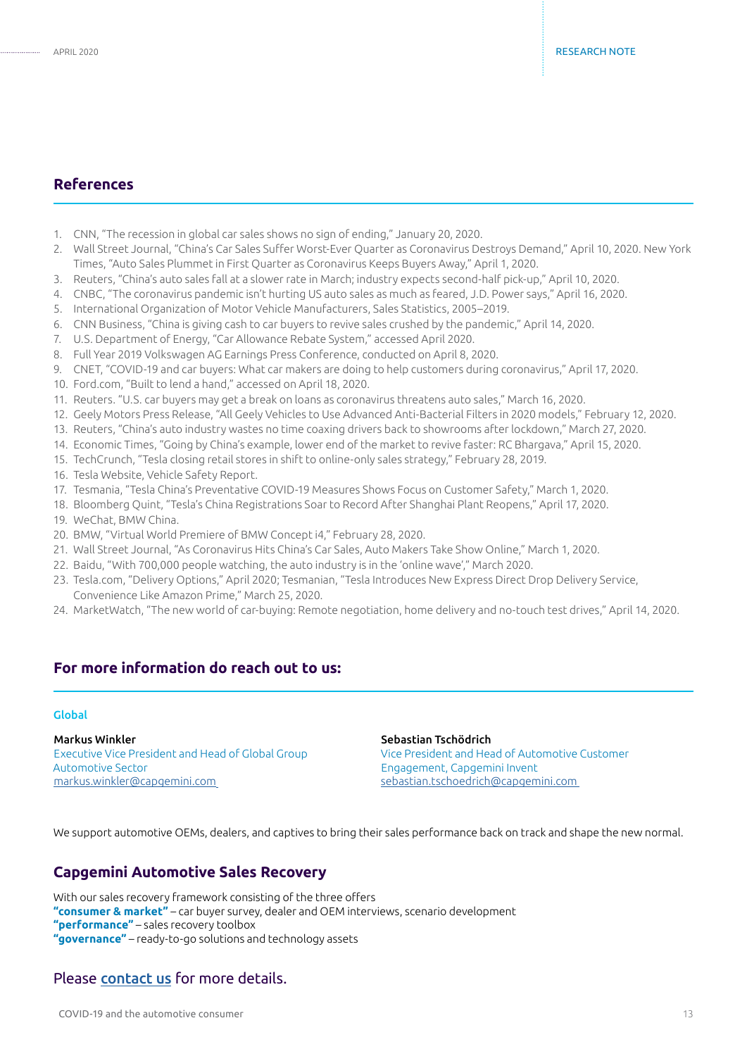## References

1. CNN, "The recession in global car sales shows no sign of ending," January 20, 2020.
2. Wall Street Journal, "China's Car Sales Suffer Worst-Ever Quarter as Coronavirus Destroys Demand," April 10, 2020. New York Times, "Auto Sales Plummet in First Quarter as Coronavirus Keeps Buyers Away," April 1, 2020.
3. Reuters, "China's auto sales fall at a slower rate in March; industry expects second-half pick-up," April 10, 2020.
4. CNBC, "The coronavirus pandemic isn't hurting US auto sales as much as feared, J.D. Power says," April 16, 2020.
5. International Organization of Motor Vehicle Manufacturers, Sales Statistics, 2005–2019.
6. CNN Business, "China is giving cash to car buyers to revive sales crushed by the pandemic," April 14, 2020.
7. U.S. Department of Energy, "Car Allowance Rebate System," accessed April 2020.
8. Full Year 2019 Volkswagen AG Earnings Press Conference, conducted on April 8, 2020.
9. CNET, "COVID-19 and car buyers: What car makers are doing to help customers during coronavirus," April 17, 2020.
10. Ford.com, "Built to lend a hand," accessed on April 18, 2020.
11. Reuters. "U.S. car buyers may get a break on loans as coronavirus threatens auto sales," March 16, 2020.
12. Geely Motors Press Release, "All Geely Vehicles to Use Advanced Anti-Bacterial Filters in 2020 models," February 12, 2020.
13. Reuters, "China's auto industry wastes no time coaxing drivers back to showrooms after lockdown," March 27, 2020.
14. Economic Times, "Going by China's example, lower end of the market to revive faster: RC Bhargava," April 15, 2020.
15. TechCrunch, "Tesla closing retail stores in shift to online-only sales strategy," February 28, 2019.
16. Tesla Website, Vehicle Safety Report.
17. Tesmania, "Tesla China's Preventative COVID-19 Measures Shows Focus on Customer Safety," March 1, 2020.
18. Bloomberg Quint, "Tesla's China Registrations Soar to Record After Shanghai Plant Reopens," April 17, 2020.
19. WeChat, BMW China.
20. BMW, "Virtual World Premiere of BMW Concept i4," February 28, 2020.
21. Wall Street Journal, "As Coronavirus Hits China's Car Sales, Auto Makers Take Show Online," March 1, 2020.
22. Baidu, "With 700,000 people watching, the auto industry is in the 'online wave'," March 2020.
23. Tesla.com, "Delivery Options," April 2020; Tesmanian, "Tesla Introduces New Express Direct Drop Delivery Service, Convenience Like Amazon Prime," March 25, 2020.
24. MarketWatch, "The new world of car-buying: Remote negotiation, home delivery and no-touch test drives," April 14, 2020.

## For more information do reach out to us:

### Global

**Markus Winkler**
Executive Vice President and Head of Global Group Automotive Sector
markus.winkler@capgemini.com

**Sebastian Tschödrich**
Vice President and Head of Automotive Customer Engagement, Capgemini Invent
sebastian.tschoedrich@capgemini.com

We support automotive OEMs, dealers, and captives to bring their sales performance back on track and shape the new normal.

## Capgemini Automotive Sales Recovery

With our sales recovery framework consisting of the three offers
**"consumer & market"** – car buyer survey, dealer and OEM interviews, scenario development
**"performance"** – sales recovery toolbox
**"governance"** – ready-to-go solutions and technology assets

Please contact us for more details.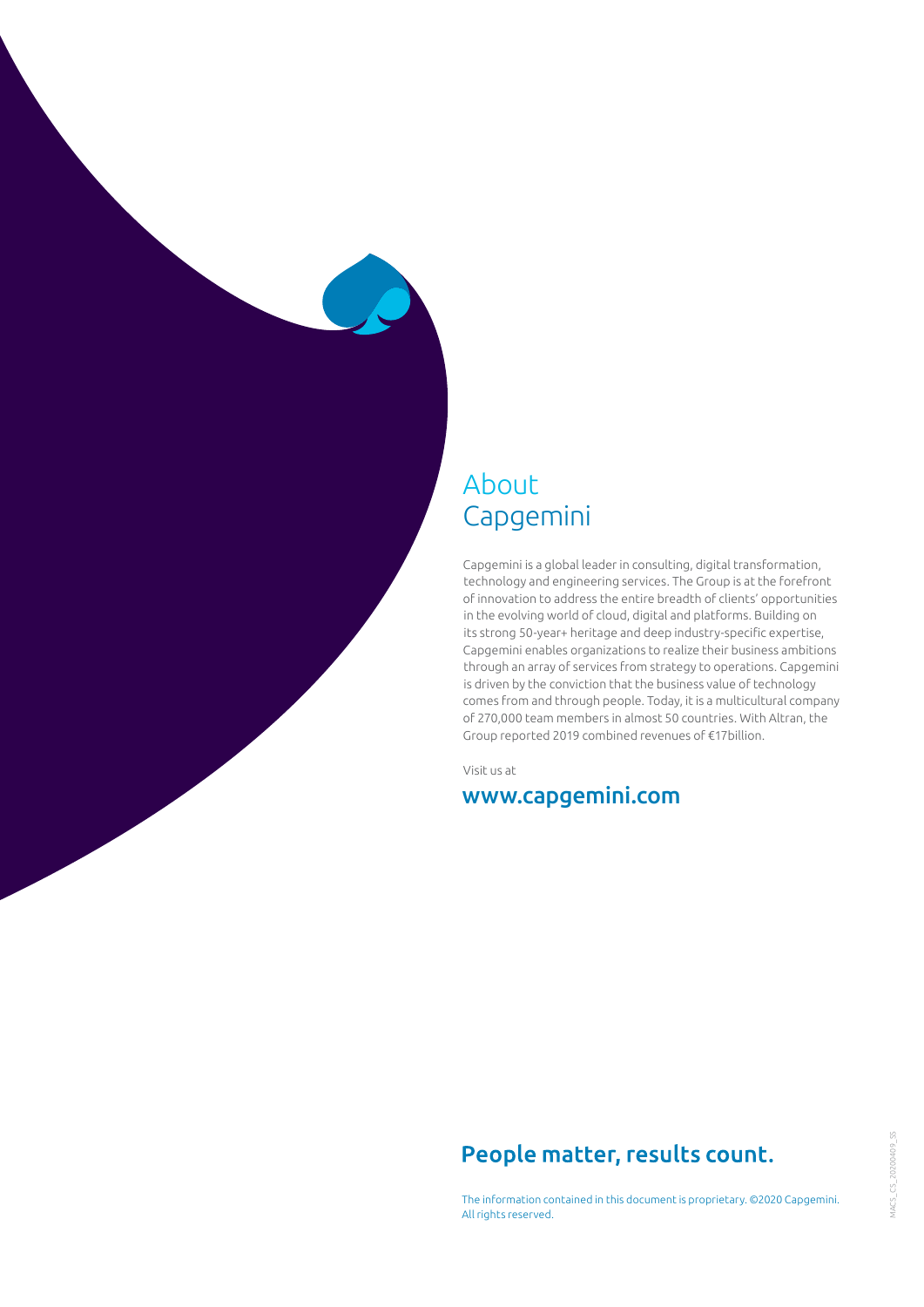# About Capgemini

Capgemini is a global leader in consulting, digital transformation, technology and engineering services. The Group is at the forefront of innovation to address the entire breadth of clients' opportunities in the evolving world of cloud, digital and platforms. Building on its strong 50-year+ heritage and deep industry-specific expertise, Capgemini enables organizations to realize their business ambitions through an array of services from strategy to operations. Capgemini is driven by the conviction that the business value of technology comes from and through people. Today, it is a multicultural company of 270,000 team members in almost 50 countries. With Altran, the Group reported 2019 combined revenues of €17billion.

Visit us at

## www.capgemini.com

## People matter, results count.

The information contained in this document is proprietary. ©2020 Capgemini. All rights reserved.

MACS_CS_20200409_SS